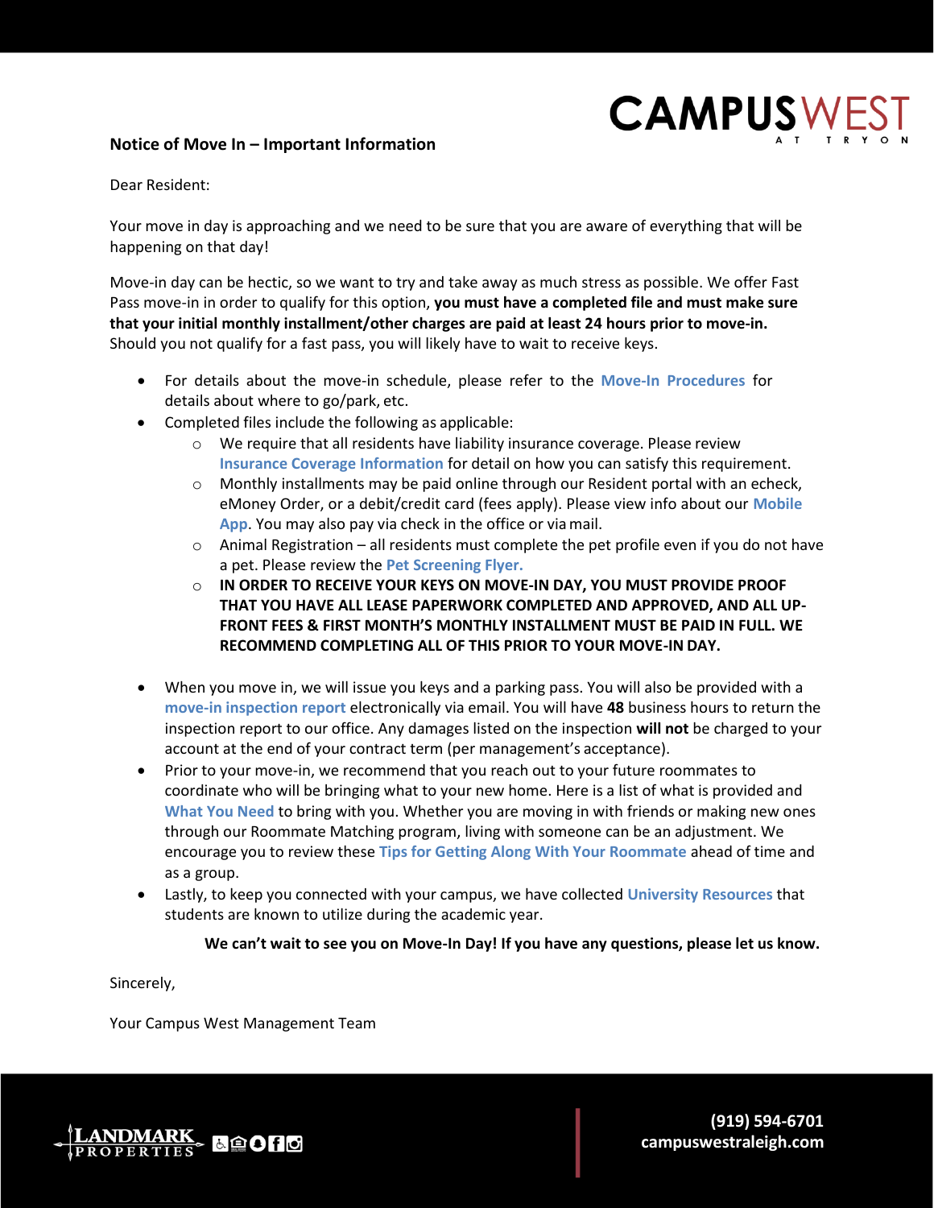CAMPUSWEST AT TRYON

## Notice of Move In – Important Information

Dear Resident:

Your move in day is approaching and we need to be sure that you are aware of everything that will be happening on that day!

Move-in day can be hectic, so we want to try and take away as much stress as possible. We offer Fast Pass move-in in order to qualify for this option, **you must have a completed file and must make sure that your initial monthly installment/other charges are paid at least 24 hours prior to move-in.** Should you not qualify for a fast pass, you will likely have to wait to receive keys.

- For details about the move-in schedule, please refer to the **Move-In Procedures** for details about where to go/park, etc.
- Completed files include the following as applicable:
  - We require that all residents have liability insurance coverage. Please review **Insurance Coverage Information** for detail on how you can satisfy this requirement.
  - Monthly installments may be paid online through our Resident portal with an echeck, eMoney Order, or a debit/credit card (fees apply). Please view info about our **Mobile App**. You may also pay via check in the office or via mail.
  - Animal Registration – all residents must complete the pet profile even if you do not have a pet. Please review the **Pet Screening Flyer.**
  - **IN ORDER TO RECEIVE YOUR KEYS ON MOVE-IN DAY, YOU MUST PROVIDE PROOF THAT YOU HAVE ALL LEASE PAPERWORK COMPLETED AND APPROVED, AND ALL UP-FRONT FEES & FIRST MONTH'S MONTHLY INSTALLMENT MUST BE PAID IN FULL. WE RECOMMEND COMPLETING ALL OF THIS PRIOR TO YOUR MOVE-IN DAY.**
- When you move in, we will issue you keys and a parking pass. You will also be provided with a **move-in inspection report** electronically via email. You will have **48** business hours to return the inspection report to our office. Any damages listed on the inspection **will not** be charged to your account at the end of your contract term (per management's acceptance).
- Prior to your move-in, we recommend that you reach out to your future roommates to coordinate who will be bringing what to your new home. Here is a list of what is provided and **What You Need** to bring with you. Whether you are moving in with friends or making new ones through our Roommate Matching program, living with someone can be an adjustment. We encourage you to review these **Tips for Getting Along With Your Roommate** ahead of time and as a group.
- Lastly, to keep you connected with your campus, we have collected **University Resources** that students are known to utilize during the academic year.

**We can't wait to see you on Move-In Day! If you have any questions, please let us know.**

Sincerely,

Your Campus West Management Team

LANDMARK PROPERTIES

**(919) 594-6701**
**campuswestraleigh.com**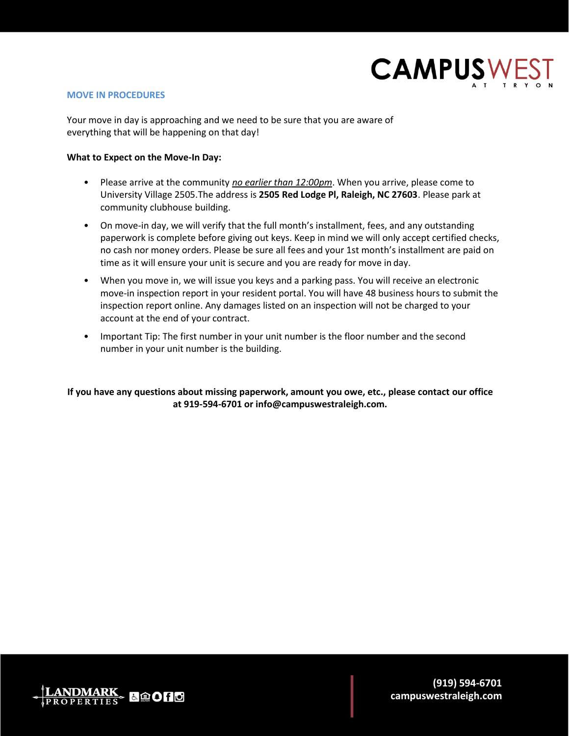## MOVE IN PROCEDURES

Your move in day is approaching and we need to be sure that you are aware of everything that will be happening on that day!

**What to Expect on the Move-In Day:**

- Please arrive at the community *no earlier than 12:00pm*. When you arrive, please come to University Village 2505.The address is **2505 Red Lodge Pl, Raleigh, NC 27603**. Please park at community clubhouse building.
- On move-in day, we will verify that the full month's installment, fees, and any outstanding paperwork is complete before giving out keys. Keep in mind we will only accept certified checks, no cash nor money orders. Please be sure all fees and your 1st month's installment are paid on time as it will ensure your unit is secure and you are ready for move in day.
- When you move in, we will issue you keys and a parking pass. You will receive an electronic move-in inspection report in your resident portal. You will have 48 business hours to submit the inspection report online. Any damages listed on an inspection will not be charged to your account at the end of your contract.
- Important Tip: The first number in your unit number is the floor number and the second number in your unit number is the building.

**If you have any questions about missing paperwork, amount you owe, etc., please contact our office at 919-594-6701 or info@campuswestraleigh.com.**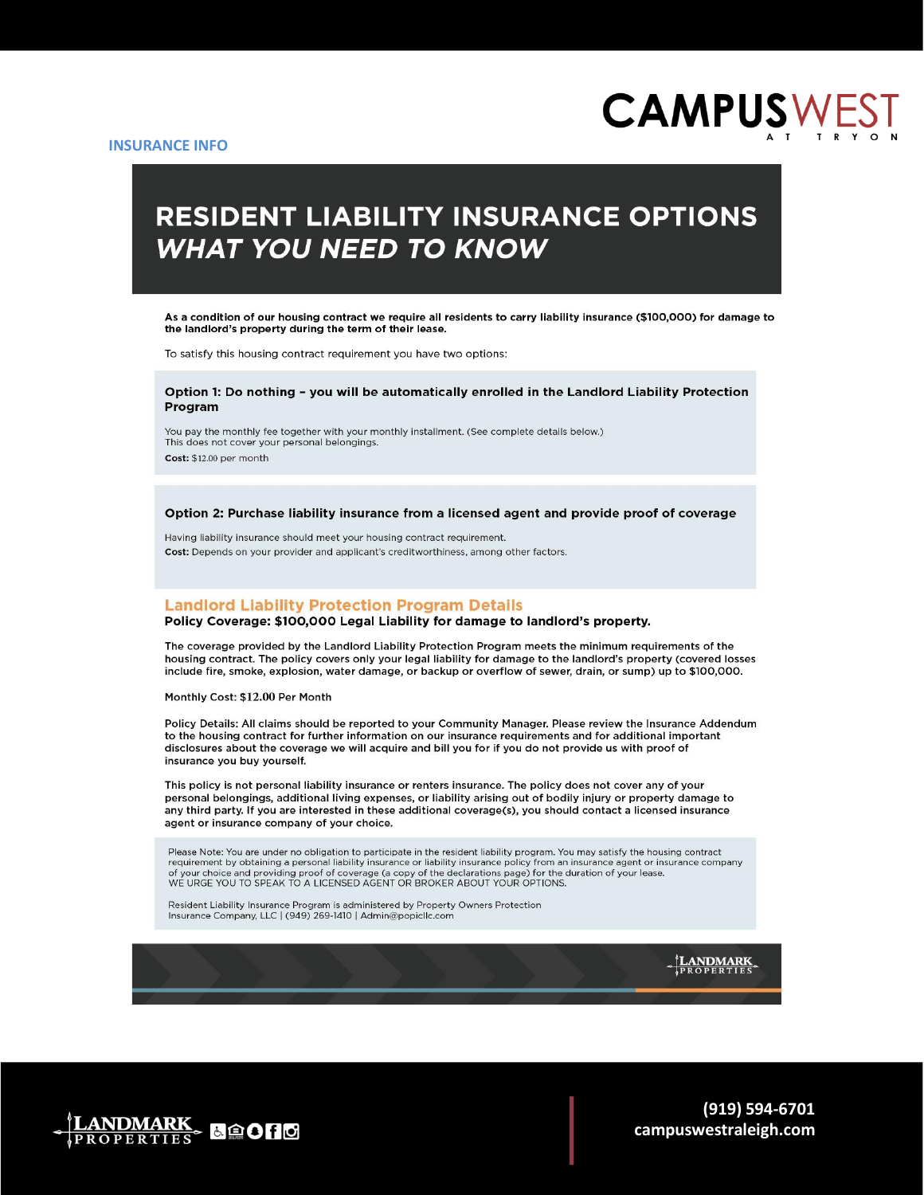CAMPUSWEST AT TRYON

INSURANCE INFO

# RESIDENT LIABILITY INSURANCE OPTIONS
## *WHAT YOU NEED TO KNOW*

**As a condition of our housing contract we require all residents to carry liability insurance ($100,000) for damage to the landlord's property during the term of their lease.**

To satisfy this housing contract requirement you have two options:

### Option 1: Do nothing – you will be automatically enrolled in the Landlord Liability Protection Program

You pay the monthly fee together with your monthly installment. (See complete details below.)
This does not cover your personal belongings.

**Cost:** $12.00 per month

### Option 2: Purchase liability insurance from a licensed agent and provide proof of coverage

Having liability insurance should meet your housing contract requirement.

**Cost:** Depends on your provider and applicant's creditworthiness, among other factors.

## Landlord Liability Protection Program Details

**Policy Coverage: $100,000 Legal Liability for damage to landlord's property.**

The coverage provided by the Landlord Liability Protection Program meets the minimum requirements of the housing contract. The policy covers only your legal liability for damage to the landlord's property (covered losses include fire, smoke, explosion, water damage, or backup or overflow of sewer, drain, or sump) up to $100,000.

Monthly Cost: $12.00 Per Month

Policy Details: All claims should be reported to your Community Manager. Please review the Insurance Addendum to the housing contract for further information on our insurance requirements and for additional important disclosures about the coverage we will acquire and bill you for if you do not provide us with proof of insurance you buy yourself.

This policy is not personal liability insurance or renters insurance. The policy does not cover any of your personal belongings, additional living expenses, or liability arising out of bodily injury or property damage to any third party. If you are interested in these additional coverage(s), you should contact a licensed insurance agent or insurance company of your choice.

Please Note: You are under no obligation to participate in the resident liability program. You may satisfy the housing contract requirement by obtaining a personal liability insurance or liability insurance policy from an insurance agent or insurance company of your choice and providing proof of coverage (a copy of the declarations page) for the duration of your lease.
WE URGE YOU TO SPEAK TO A LICENSED AGENT OR BROKER ABOUT YOUR OPTIONS.

Resident Liability Insurance Program is administered by Property Owners Protection Insurance Company, LLC | (949) 269-1410 | Admin@popicllc.com

LANDMARK PROPERTIES

(919) 594-6701
campuswestraleigh.com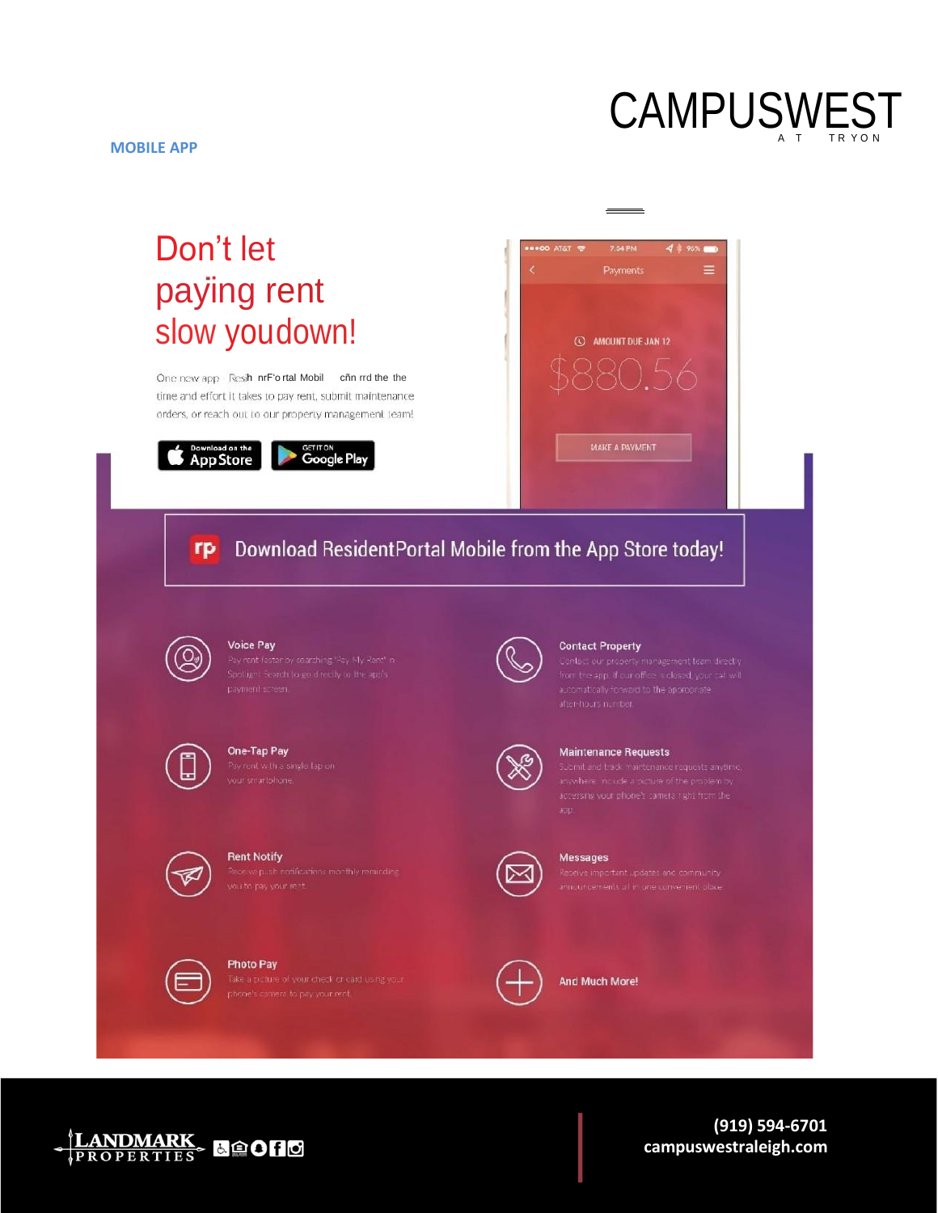**MOBILE APP**

# Don't let paying rent slow youdown!

One new app Resih nrF'o rtal Mobil cñn rrd the the time and effort it takes to pay rent, submit maintenance orders, or reach out to our property management team!

Download on the App Store | GET IT ON Google Play

Payments

AMOUNT DUE JAN 12

$880.56

MAKE A PAYMENT

## Download ResidentPortal Mobile from the App Store today!

**Voice Pay**
Pay rent faster by searching "Pay My Rent" in Spotlight Search to go directly to the app's payment screen.

**Contact Property**
Contact our property management team directly from the app. If our office is closed, your call will automatically forward to the appropriate after-hours number.

**One-Tap Pay**
Pay rent with a single tap on your smartphone.

**Maintenance Requests**
Submit and track maintenance requests anytime, anywhere. Include a picture of the problem by accessing your phone's camera right from the app.

**Rent Notify**
Receive push notifications monthly reminding you to pay your rent.

**Messages**
Receive important updates and community announcements all in one convenient place.

**Photo Pay**
Take a picture of your check or card using your phone's camera to pay your rent.

**And Much More!**

LANDMARK PROPERTIES

(919) 594-6701
campuswestraleigh.com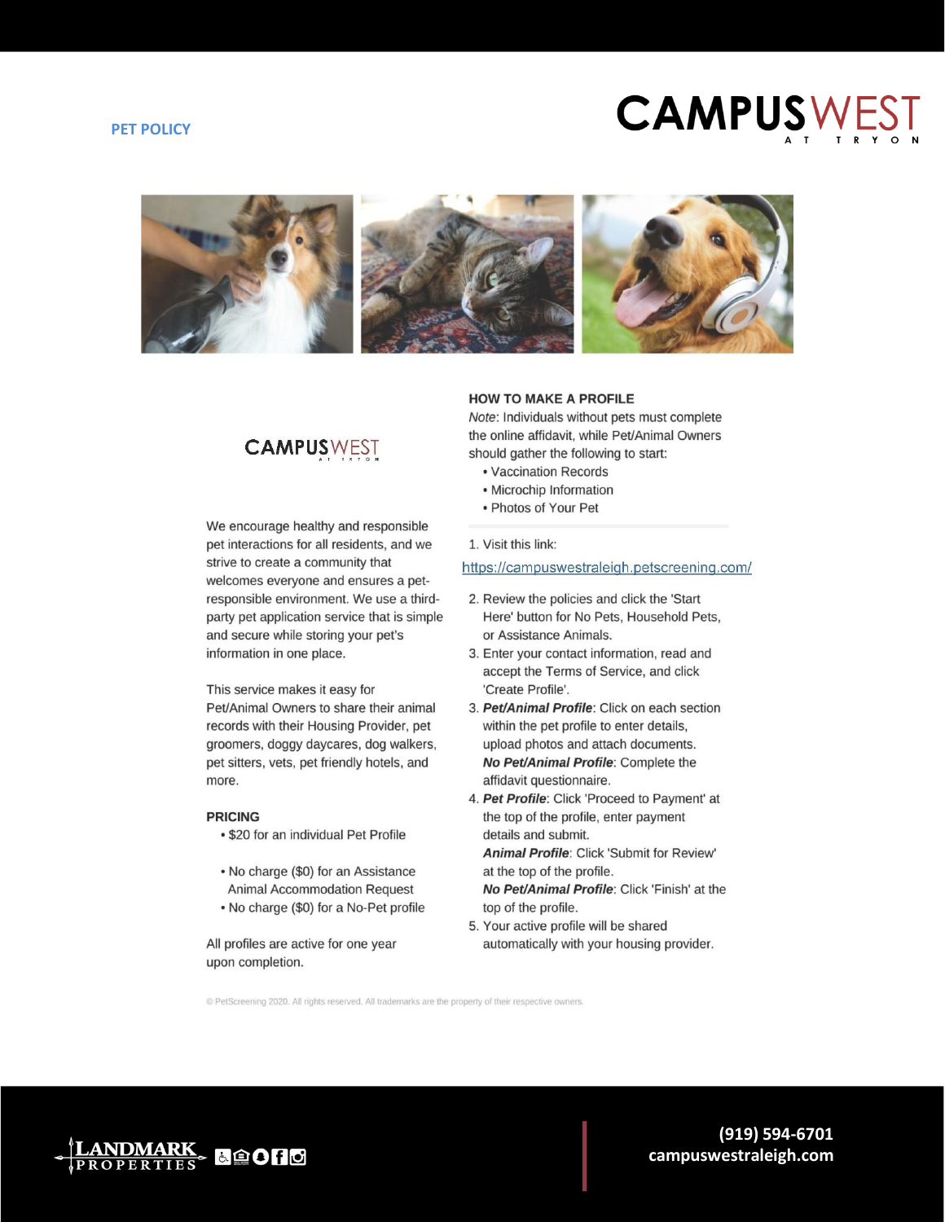# PET POLICY

CAMPUSWEST AT TRYON

CAMPUSWEST AT TRYON

We encourage healthy and responsible pet interactions for all residents, and we strive to create a community that welcomes everyone and ensures a pet-responsible environment. We use a third-party pet application service that is simple and secure while storing your pet's information in one place.

This service makes it easy for Pet/Animal Owners to share their animal records with their Housing Provider, pet groomers, doggy daycares, dog walkers, pet sitters, vets, pet friendly hotels, and more.

## PRICING

- $20 for an individual Pet Profile
- No charge ($0) for an Assistance Animal Accommodation Request
- No charge ($0) for a No-Pet profile

All profiles are active for one year upon completion.

## HOW TO MAKE A PROFILE

*Note*: Individuals without pets must complete the online affidavit, while Pet/Animal Owners should gather the following to start:

- Vaccination Records
- Microchip Information
- Photos of Your Pet

1. Visit this link: https://campuswestraleigh.petscreening.com/
2. Review the policies and click the 'Start Here' button for No Pets, Household Pets, or Assistance Animals.
3. Enter your contact information, read and accept the Terms of Service, and click 'Create Profile'.
3. ***Pet/Animal Profile***: Click on each section within the pet profile to enter details, upload photos and attach documents. ***No Pet/Animal Profile***: Complete the affidavit questionnaire.
4. ***Pet Profile***: Click 'Proceed to Payment' at the top of the profile, enter payment details and submit. ***Animal Profile***: Click 'Submit for Review' at the top of the profile. ***No Pet/Animal Profile***: Click 'Finish' at the top of the profile.
5. Your active profile will be shared automatically with your housing provider.

© PetScreening 2020. All rights reserved. All trademarks are the property of their respective owners.

LANDMARK PROPERTIES

(919) 594-6701
campuswestraleigh.com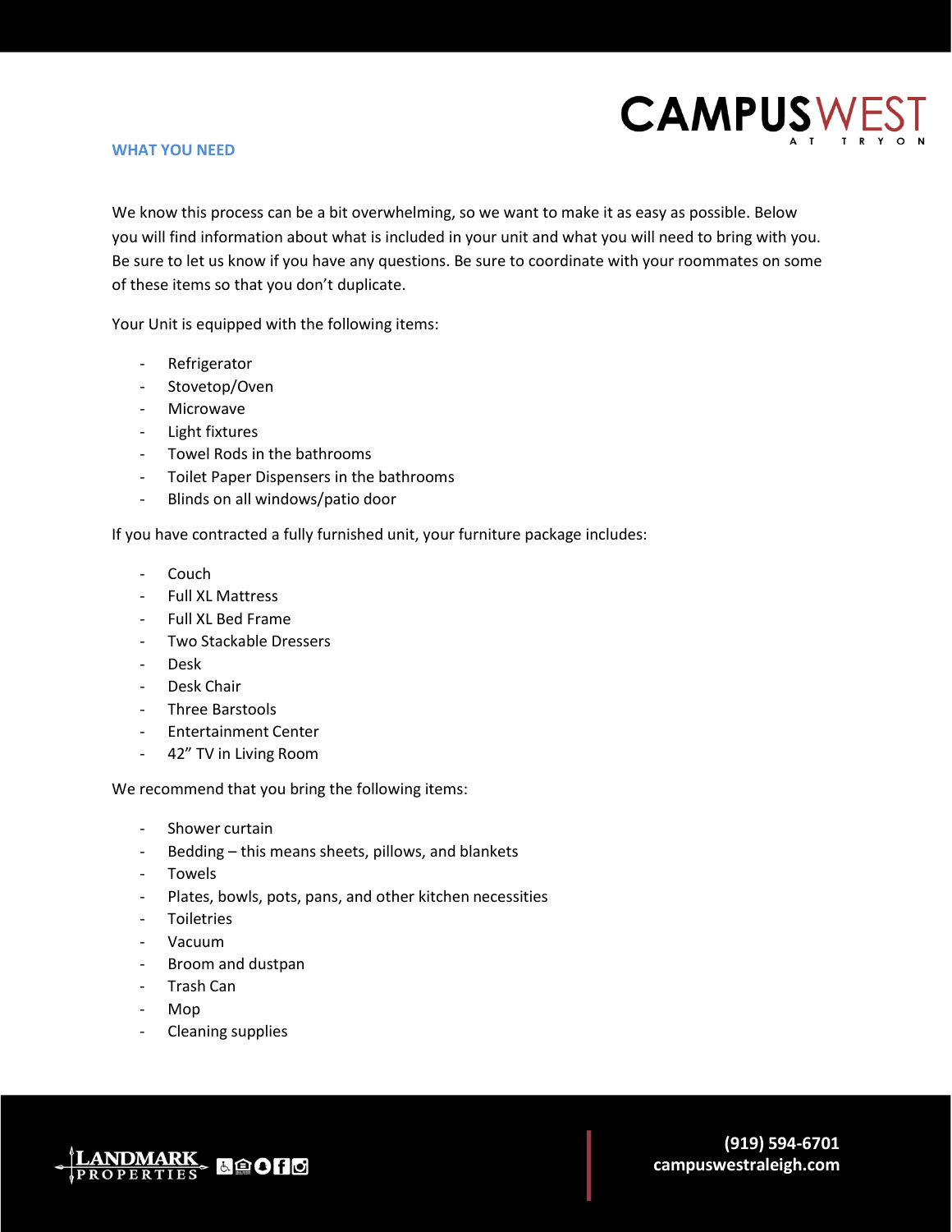## WHAT YOU NEED

We know this process can be a bit overwhelming, so we want to make it as easy as possible. Below you will find information about what is included in your unit and what you will need to bring with you. Be sure to let us know if you have any questions. Be sure to coordinate with your roommates on some of these items so that you don't duplicate.

Your Unit is equipped with the following items:

- Refrigerator
- Stovetop/Oven
- Microwave
- Light fixtures
- Towel Rods in the bathrooms
- Toilet Paper Dispensers in the bathrooms
- Blinds on all windows/patio door

If you have contracted a fully furnished unit, your furniture package includes:

- Couch
- Full XL Mattress
- Full XL Bed Frame
- Two Stackable Dressers
- Desk
- Desk Chair
- Three Barstools
- Entertainment Center
- 42" TV in Living Room

We recommend that you bring the following items:

- Shower curtain
- Bedding – this means sheets, pillows, and blankets
- Towels
- Plates, bowls, pots, pans, and other kitchen necessities
- Toiletries
- Vacuum
- Broom and dustpan
- Trash Can
- Mop
- Cleaning supplies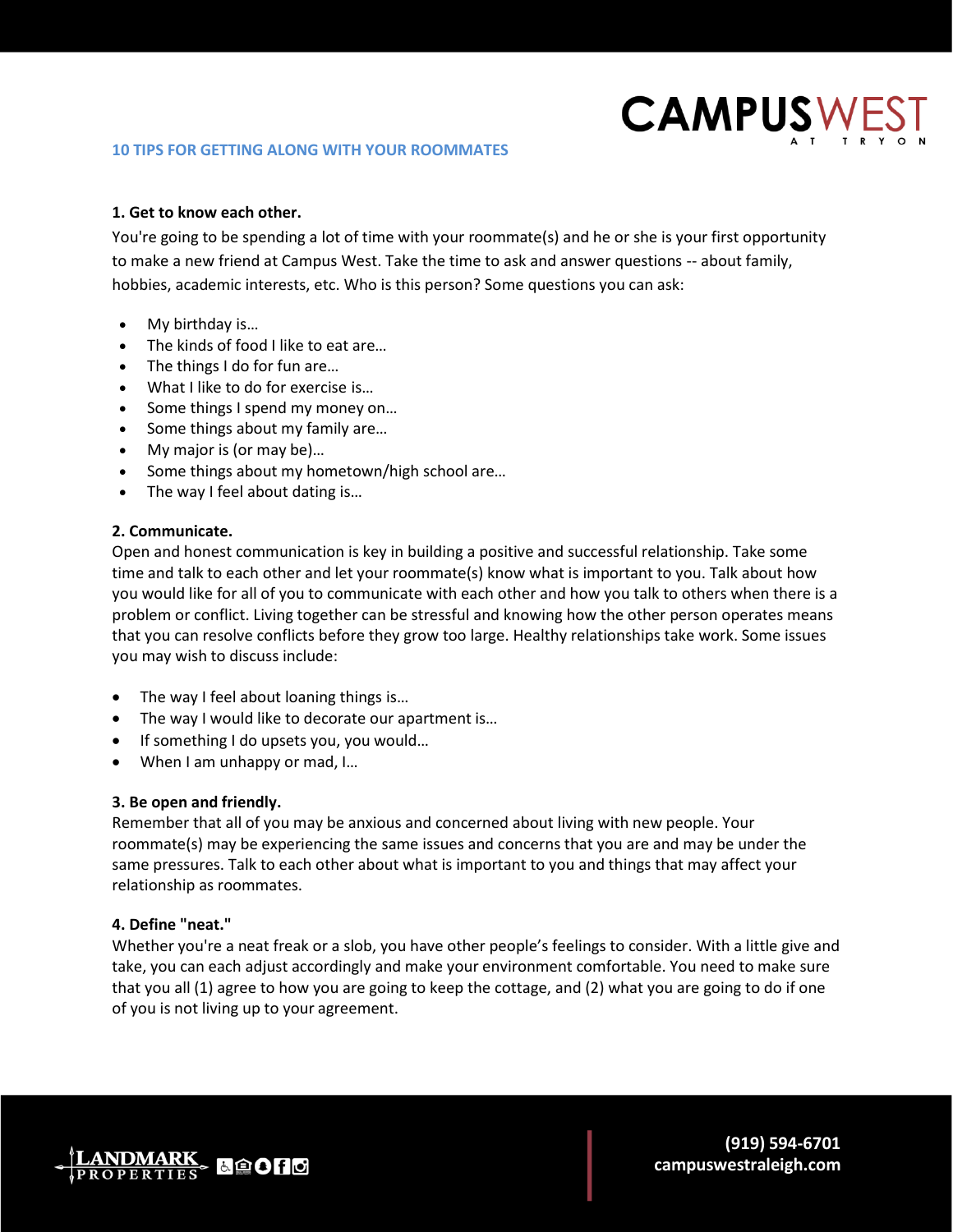## 10 TIPS FOR GETTING ALONG WITH YOUR ROOMMATES

**1. Get to know each other.**

You're going to be spending a lot of time with your roommate(s) and he or she is your first opportunity to make a new friend at Campus West. Take the time to ask and answer questions -- about family, hobbies, academic interests, etc. Who is this person? Some questions you can ask:

- My birthday is…
- The kinds of food I like to eat are…
- The things I do for fun are…
- What I like to do for exercise is…
- Some things I spend my money on…
- Some things about my family are…
- My major is (or may be)…
- Some things about my hometown/high school are…
- The way I feel about dating is…

**2. Communicate.**

Open and honest communication is key in building a positive and successful relationship. Take some time and talk to each other and let your roommate(s) know what is important to you. Talk about how you would like for all of you to communicate with each other and how you talk to others when there is a problem or conflict. Living together can be stressful and knowing how the other person operates means that you can resolve conflicts before they grow too large. Healthy relationships take work. Some issues you may wish to discuss include:

- The way I feel about loaning things is…
- The way I would like to decorate our apartment is…
- If something I do upsets you, you would…
- When I am unhappy or mad, I…

**3. Be open and friendly.**

Remember that all of you may be anxious and concerned about living with new people. Your roommate(s) may be experiencing the same issues and concerns that you are and may be under the same pressures. Talk to each other about what is important to you and things that may affect your relationship as roommates.

**4. Define "neat."**

Whether you're a neat freak or a slob, you have other people's feelings to consider. With a little give and take, you can each adjust accordingly and make your environment comfortable. You need to make sure that you all (1) agree to how you are going to keep the cottage, and (2) what you are going to do if one of you is not living up to your agreement.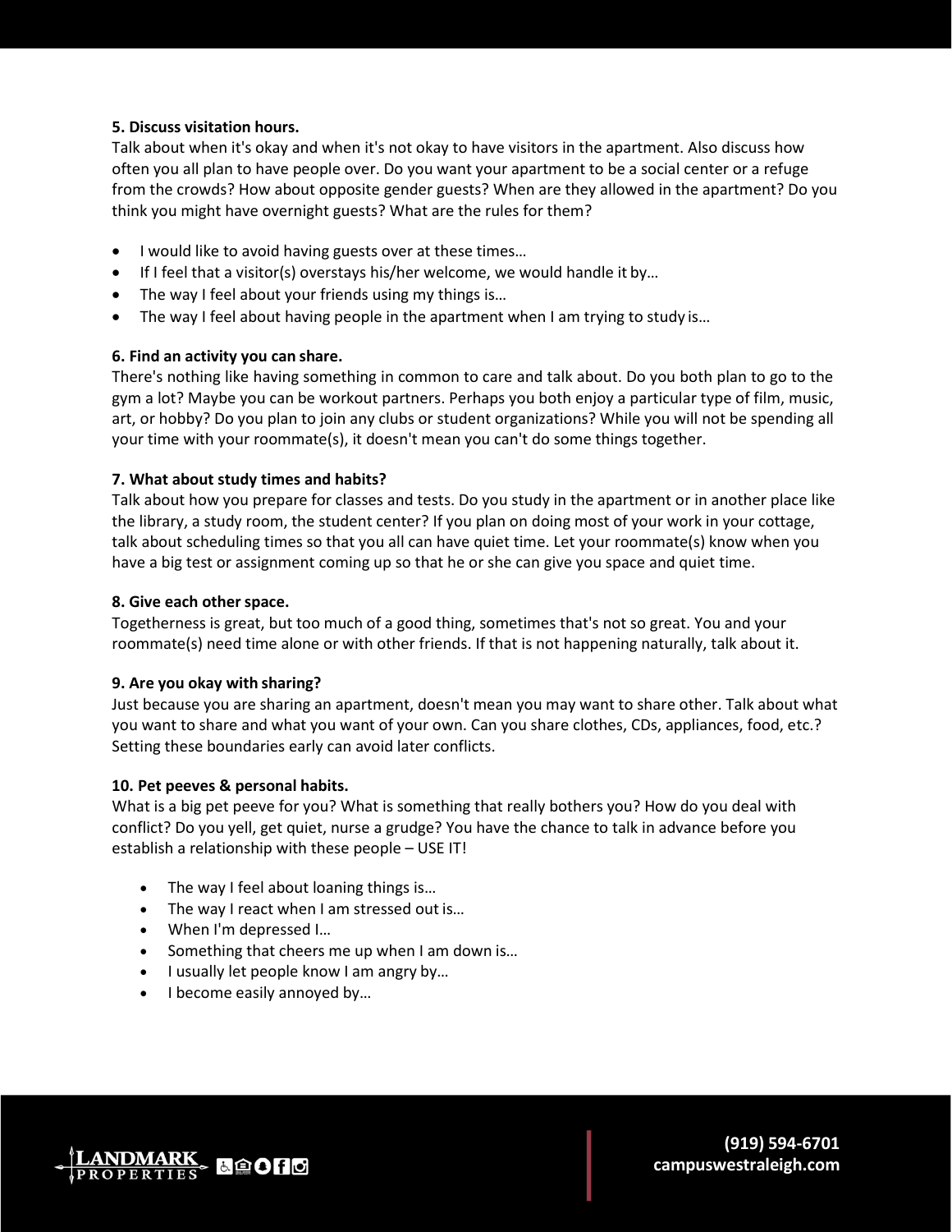**5. Discuss visitation hours.**

Talk about when it's okay and when it's not okay to have visitors in the apartment. Also discuss how often you all plan to have people over. Do you want your apartment to be a social center or a refuge from the crowds? How about opposite gender guests? When are they allowed in the apartment? Do you think you might have overnight guests? What are the rules for them?

- I would like to avoid having guests over at these times…
- If I feel that a visitor(s) overstays his/her welcome, we would handle it by…
- The way I feel about your friends using my things is…
- The way I feel about having people in the apartment when I am trying to study is…

**6. Find an activity you can share.**

There's nothing like having something in common to care and talk about. Do you both plan to go to the gym a lot? Maybe you can be workout partners. Perhaps you both enjoy a particular type of film, music, art, or hobby? Do you plan to join any clubs or student organizations? While you will not be spending all your time with your roommate(s), it doesn't mean you can't do some things together.

**7. What about study times and habits?**

Talk about how you prepare for classes and tests. Do you study in the apartment or in another place like the library, a study room, the student center? If you plan on doing most of your work in your cottage, talk about scheduling times so that you all can have quiet time. Let your roommate(s) know when you have a big test or assignment coming up so that he or she can give you space and quiet time.

**8. Give each other space.**

Togetherness is great, but too much of a good thing, sometimes that's not so great. You and your roommate(s) need time alone or with other friends. If that is not happening naturally, talk about it.

**9. Are you okay with sharing?**

Just because you are sharing an apartment, doesn't mean you may want to share other. Talk about what you want to share and what you want of your own. Can you share clothes, CDs, appliances, food, etc.? Setting these boundaries early can avoid later conflicts.

**10. Pet peeves & personal habits.**

What is a big pet peeve for you? What is something that really bothers you? How do you deal with conflict? Do you yell, get quiet, nurse a grudge? You have the chance to talk in advance before you establish a relationship with these people – USE IT!

- The way I feel about loaning things is…
- The way I react when I am stressed out is…
- When I'm depressed I…
- Something that cheers me up when I am down is…
- I usually let people know I am angry by…
- I become easily annoyed by…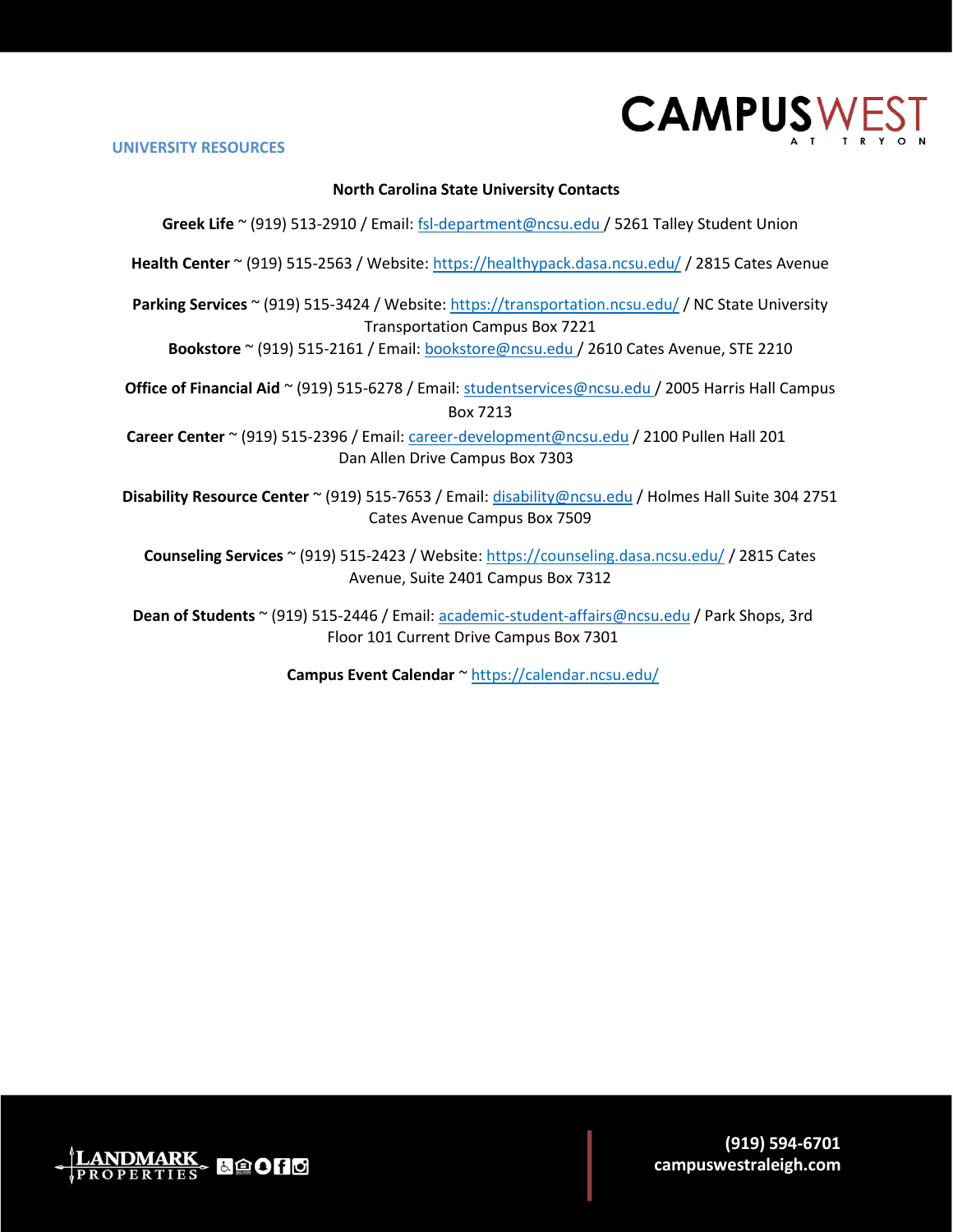## UNIVERSITY RESOURCES

**North Carolina State University Contacts**

**Greek Life** ~ (919) 513-2910 / Email: fsl-department@ncsu.edu / 5261 Talley Student Union

**Health Center** ~ (919) 515-2563 / Website: https://healthypack.dasa.ncsu.edu/ / 2815 Cates Avenue

**Parking Services** ~ (919) 515-3424 / Website: https://transportation.ncsu.edu/ / NC State University Transportation Campus Box 7221

**Bookstore** ~ (919) 515-2161 / Email: bookstore@ncsu.edu / 2610 Cates Avenue, STE 2210

**Office of Financial Aid** ~ (919) 515-6278 / Email: studentservices@ncsu.edu / 2005 Harris Hall Campus Box 7213

**Career Center** ~ (919) 515-2396 / Email: career-development@ncsu.edu / 2100 Pullen Hall 201 Dan Allen Drive Campus Box 7303

**Disability Resource Center** ~ (919) 515-7653 / Email: disability@ncsu.edu / Holmes Hall Suite 304 2751 Cates Avenue Campus Box 7509

**Counseling Services** ~ (919) 515-2423 / Website: https://counseling.dasa.ncsu.edu/ / 2815 Cates Avenue, Suite 2401 Campus Box 7312

**Dean of Students** ~ (919) 515-2446 / Email: academic-student-affairs@ncsu.edu / Park Shops, 3rd Floor 101 Current Drive Campus Box 7301

**Campus Event Calendar** ~ https://calendar.ncsu.edu/